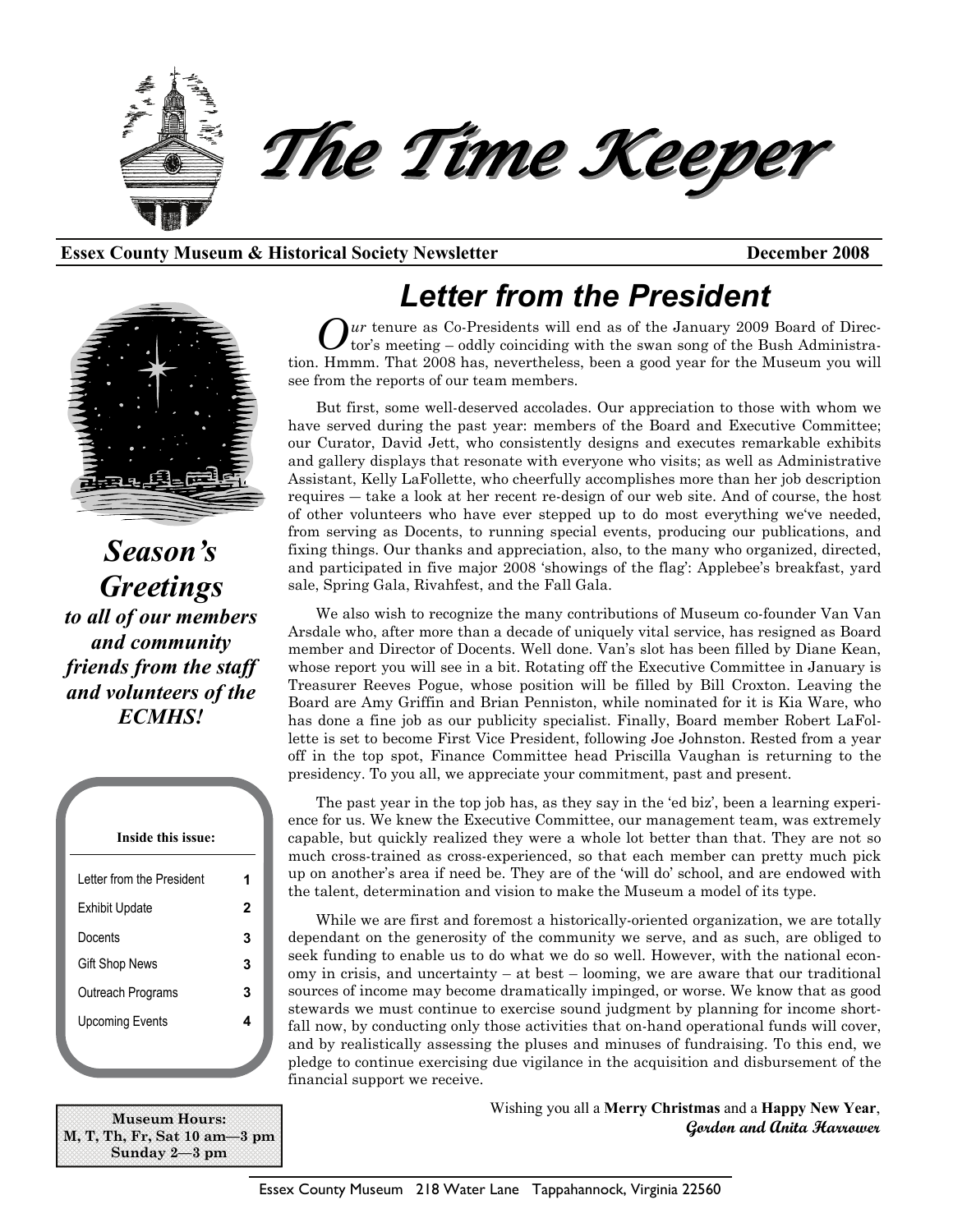# The Time Keeper

**Essex County Museum & Historical Society Newsletter** **December 2008**

## *Season's Greetings*

***to all of our members and community friends from the staff and volunteers of the ECMHS!***

**Inside this issue:**

| | |
|---|---|
| Letter from the President | 1 |
| Exhibit Update | 2 |
| Docents | 3 |
| Gift Shop News | 3 |
| Outreach Programs | 3 |
| Upcoming Events | 4 |

**Museum Hours:**
**M, T, Th, Fr, Sat 10 am—3 pm**
**Sunday 2—3 pm**

## *Letter from the President*

Our tenure as Co-Presidents will end as of the January 2009 Board of Director's meeting – oddly coinciding with the swan song of the Bush Administration. Hmmm. That 2008 has, nevertheless, been a good year for the Museum you will see from the reports of our team members.

But first, some well-deserved accolades. Our appreciation to those with whom we have served during the past year: members of the Board and Executive Committee; our Curator, David Jett, who consistently designs and executes remarkable exhibits and gallery displays that resonate with everyone who visits; as well as Administrative Assistant, Kelly LaFollette, who cheerfully accomplishes more than her job description requires — take a look at her recent re-design of our web site. And of course, the host of other volunteers who have ever stepped up to do most everything we've needed, from serving as Docents, to running special events, producing our publications, and fixing things. Our thanks and appreciation, also, to the many who organized, directed, and participated in five major 2008 'showings of the flag': Applebee's breakfast, yard sale, Spring Gala, Rivahfest, and the Fall Gala.

We also wish to recognize the many contributions of Museum co-founder Van Van Arsdale who, after more than a decade of uniquely vital service, has resigned as Board member and Director of Docents. Well done. Van's slot has been filled by Diane Kean, whose report you will see in a bit. Rotating off the Executive Committee in January is Treasurer Reeves Pogue, whose position will be filled by Bill Croxton. Leaving the Board are Amy Griffin and Brian Penniston, while nominated for it is Kia Ware, who has done a fine job as our publicity specialist. Finally, Board member Robert LaFollette is set to become First Vice President, following Joe Johnston. Rested from a year off in the top spot, Finance Committee head Priscilla Vaughan is returning to the presidency. To you all, we appreciate your commitment, past and present.

The past year in the top job has, as they say in the 'ed biz', been a learning experience for us. We knew the Executive Committee, our management team, was extremely capable, but quickly realized they were a whole lot better than that. They are not so much cross-trained as cross-experienced, so that each member can pretty much pick up on another's area if need be. They are of the 'will do' school, and are endowed with the talent, determination and vision to make the Museum a model of its type.

While we are first and foremost a historically-oriented organization, we are totally dependant on the generosity of the community we serve, and as such, are obliged to seek funding to enable us to do what we do so well. However, with the national economy in crisis, and uncertainty – at best – looming, we are aware that our traditional sources of income may become dramatically impinged, or worse. We know that as good stewards we must continue to exercise sound judgment by planning for income shortfall now, by conducting only those activities that on-hand operational funds will cover, and by realistically assessing the pluses and minuses of fundraising. To this end, we pledge to continue exercising due vigilance in the acquisition and disbursement of the financial support we receive.

Wishing you all a **Merry Christmas** and a **Happy New Year**,
***Gordon and Anita Harrower***

Essex County Museum 218 Water Lane Tappahannock, Virginia 22560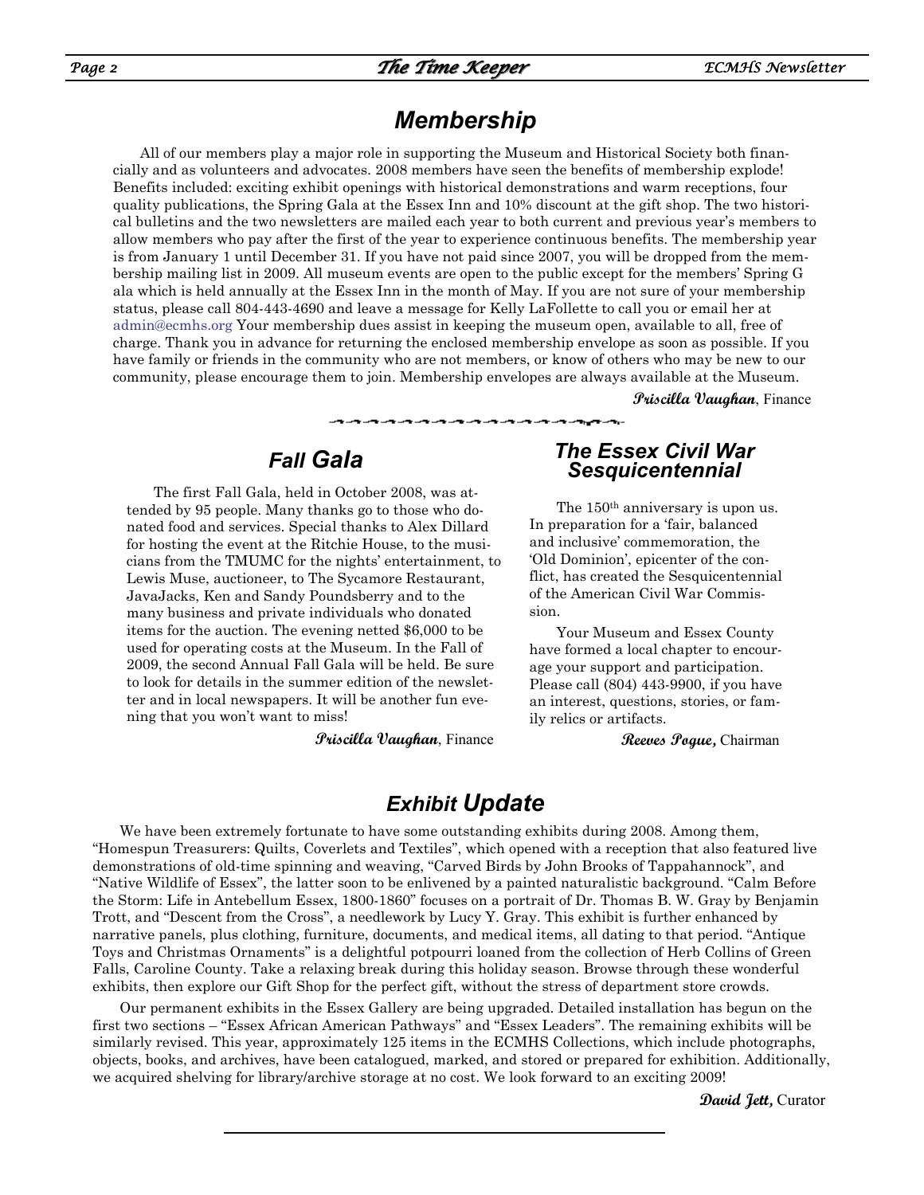## Membership

All of our members play a major role in supporting the Museum and Historical Society both financially and as volunteers and advocates. 2008 members have seen the benefits of membership explode! Benefits included: exciting exhibit openings with historical demonstrations and warm receptions, four quality publications, the Spring Gala at the Essex Inn and 10% discount at the gift shop. The two historical bulletins and the two newsletters are mailed each year to both current and previous year's members to allow members who pay after the first of the year to experience continuous benefits. The membership year is from January 1 until December 31. If you have not paid since 2007, you will be dropped from the membership mailing list in 2009. All museum events are open to the public except for the members' Spring G ala which is held annually at the Essex Inn in the month of May. If you are not sure of your membership status, please call 804-443-4690 and leave a message for Kelly LaFollette to call you or email her at admin@ecmhs.org Your membership dues assist in keeping the museum open, available to all, free of charge. Thank you in advance for returning the enclosed membership envelope as soon as possible. If you have family or friends in the community who are not members, or know of others who may be new to our community, please encourage them to join. Membership envelopes are always available at the Museum.

**Priscilla Vaughan**, Finance

## Fall Gala

The first Fall Gala, held in October 2008, was attended by 95 people. Many thanks go to those who donated food and services. Special thanks to Alex Dillard for hosting the event at the Ritchie House, to the musicians from the TMUMC for the nights' entertainment, to Lewis Muse, auctioneer, to The Sycamore Restaurant, JavaJacks, Ken and Sandy Poundsberry and to the many business and private individuals who donated items for the auction. The evening netted $6,000 to be used for operating costs at the Museum. In the Fall of 2009, the second Annual Fall Gala will be held. Be sure to look for details in the summer edition of the newsletter and in local newspapers. It will be another fun evening that you won't want to miss!

**Priscilla Vaughan**, Finance

## The Essex Civil War Sesquicentennial

The 150th anniversary is upon us. In preparation for a 'fair, balanced and inclusive' commemoration, the 'Old Dominion', epicenter of the conflict, has created the Sesquicentennial of the American Civil War Commission.

Your Museum and Essex County have formed a local chapter to encourage your support and participation. Please call (804) 443-9900, if you have an interest, questions, stories, or family relics or artifacts.

**Reeves Pogue,** Chairman

## Exhibit Update

We have been extremely fortunate to have some outstanding exhibits during 2008. Among them, "Homespun Treasurers: Quilts, Coverlets and Textiles", which opened with a reception that also featured live demonstrations of old-time spinning and weaving, "Carved Birds by John Brooks of Tappahannock", and "Native Wildlife of Essex", the latter soon to be enlivened by a painted naturalistic background. "Calm Before the Storm: Life in Antebellum Essex, 1800-1860" focuses on a portrait of Dr. Thomas B. W. Gray by Benjamin Trott, and "Descent from the Cross", a needlework by Lucy Y. Gray. This exhibit is further enhanced by narrative panels, plus clothing, furniture, documents, and medical items, all dating to that period. "Antique Toys and Christmas Ornaments" is a delightful potpourri loaned from the collection of Herb Collins of Green Falls, Caroline County. Take a relaxing break during this holiday season. Browse through these wonderful exhibits, then explore our Gift Shop for the perfect gift, without the stress of department store crowds.

Our permanent exhibits in the Essex Gallery are being upgraded. Detailed installation has begun on the first two sections – "Essex African American Pathways" and "Essex Leaders". The remaining exhibits will be similarly revised. This year, approximately 125 items in the ECMHS Collections, which include photographs, objects, books, and archives, have been catalogued, marked, and stored or prepared for exhibition. Additionally, we acquired shelving for library/archive storage at no cost. We look forward to an exciting 2009!

**David Jett,** Curator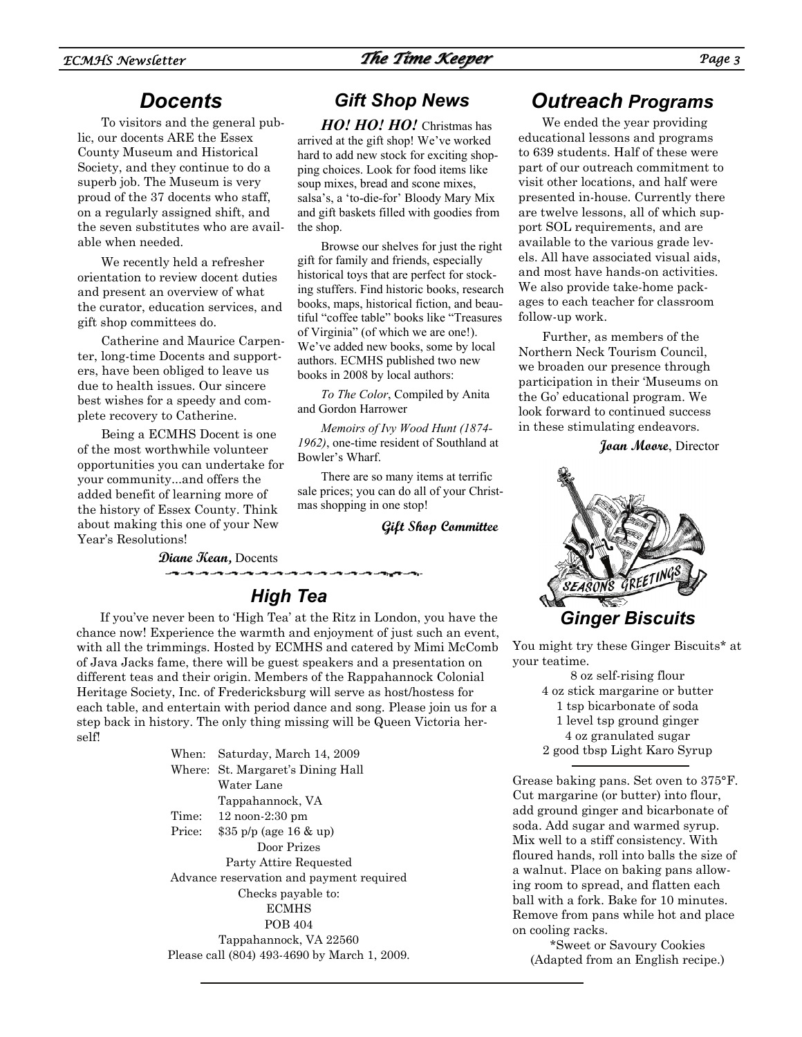## Docents

To visitors and the general public, our docents ARE the Essex County Museum and Historical Society, and they continue to do a superb job. The Museum is very proud of the 37 docents who staff, on a regularly assigned shift, and the seven substitutes who are available when needed.

We recently held a refresher orientation to review docent duties and present an overview of what the curator, education services, and gift shop committees do.

Catherine and Maurice Carpenter, long-time Docents and supporters, have been obliged to leave us due to health issues. Our sincere best wishes for a speedy and complete recovery to Catherine.

Being a ECMHS Docent is one of the most worthwhile volunteer opportunities you can undertake for your community...and offers the added benefit of learning more of the history of Essex County. Think about making this one of your New Year's Resolutions!

***Diane Kean,*** Docents

## Gift Shop News

***HO! HO! HO!*** Christmas has arrived at the gift shop! We've worked hard to add new stock for exciting shopping choices. Look for food items like soup mixes, bread and scone mixes, salsa's, a 'to-die-for' Bloody Mary Mix and gift baskets filled with goodies from the shop.

Browse our shelves for just the right gift for family and friends, especially historical toys that are perfect for stocking stuffers. Find historic books, research books, maps, historical fiction, and beautiful "coffee table" books like "Treasures of Virginia" (of which we are one!). We've added new books, some by local authors. ECMHS published two new books in 2008 by local authors:

*To The Color*, Compiled by Anita and Gordon Harrower

*Memoirs of Ivy Wood Hunt (1874-1962)*, one-time resident of Southland at Bowler's Wharf.

There are so many items at terrific sale prices; you can do all of your Christmas shopping in one stop!

***Gift Shop Committee***

## Outreach Programs

We ended the year providing educational lessons and programs to 639 students. Half of these were part of our outreach commitment to visit other locations, and half were presented in-house. Currently there are twelve lessons, all of which support SOL requirements, and are available to the various grade levels. All have associated visual aids, and most have hands-on activities. We also provide take-home packages to each teacher for classroom follow-up work.

Further, as members of the Northern Neck Tourism Council, we broaden our presence through participation in their 'Museums on the Go' educational program. We look forward to continued success in these stimulating endeavors.

***Joan Moore***, Director

## High Tea

If you've never been to 'High Tea' at the Ritz in London, you have the chance now! Experience the warmth and enjoyment of just such an event, with all the trimmings. Hosted by ECMHS and catered by Mimi McComb of Java Jacks fame, there will be guest speakers and a presentation on different teas and their origin. Members of the Rappahannock Colonial Heritage Society, Inc. of Fredericksburg will serve as host/hostess for each table, and entertain with period dance and song. Please join us for a step back in history. The only thing missing will be Queen Victoria herself!

When: Saturday, March 14, 2009
Where: St. Margaret's Dining Hall
Water Lane
Tappahannock, VA
Time: 12 noon-2:30 pm
Price: $35 p/p (age 16 & up)

Door Prizes
Party Attire Requested
Advance reservation and payment required
Checks payable to:
ECMHS
POB 404
Tappahannock, VA 22560
Please call (804) 493-4690 by March 1, 2009.

## Ginger Biscuits

You might try these Ginger Biscuits* at your teatime.

- 8 oz self-rising flour
- 4 oz stick margarine or butter
- 1 tsp bicarbonate of soda
- 1 level tsp ground ginger
- 4 oz granulated sugar
- 2 good tbsp Light Karo Syrup

Grease baking pans. Set oven to 375°F. Cut margarine (or butter) into flour, add ground ginger and bicarbonate of soda. Add sugar and warmed syrup. Mix well to a stiff consistency. With floured hands, roll into balls the size of a walnut. Place on baking pans allowing room to spread, and flatten each ball with a fork. Bake for 10 minutes. Remove from pans while hot and place on cooling racks.

*Sweet or Savoury Cookies
(Adapted from an English recipe.)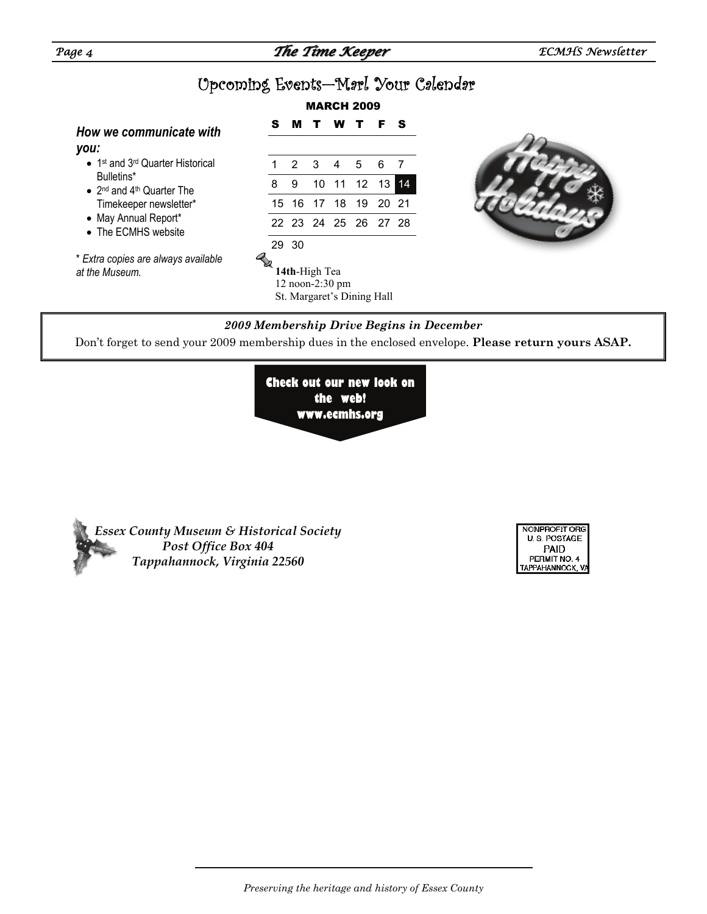# Upcoming Events—Marl Your Calendar

***How we communicate with you:***

- 1st and 3rd Quarter Historical Bulletins*
- 2nd and 4th Quarter The Timekeeper newsletter*
- May Annual Report*
- The ECMHS website

*\* Extra copies are always available at the Museum.*

**MARCH 2009**

| S | M | T | W | T | F | S |
|---|---|---|---|---|---|---|
| | | | | | | |
| 1 | 2 | 3 | 4 | 5 | 6 | 7 |
| 8 | 9 | 10 | 11 | 12 | 13 | 14 |
| 15 | 16 | 17 | 18 | 19 | 20 | 21 |
| 22 | 23 | 24 | 25 | 26 | 27 | 28 |
| 29 | 30 | | | | | |

**14th**-High Tea
12 noon-2:30 pm
St. Margaret's Dining Hall

Happy Holidays

***2009 Membership Drive Begins in December***

Don't forget to send your 2009 membership dues in the enclosed envelope. **Please return yours ASAP.**

**Check out our new look on the web! www.ecmhs.org**

*Essex County Museum & Historical Society*
*Post Office Box 404*
*Tappahannock, Virginia 22560*

NONPROFIT ORG
U. S. POSTAGE
PAID
PERMIT NO. 4
TAPPAHANNOCK, VA

*Preserving the heritage and history of Essex County*